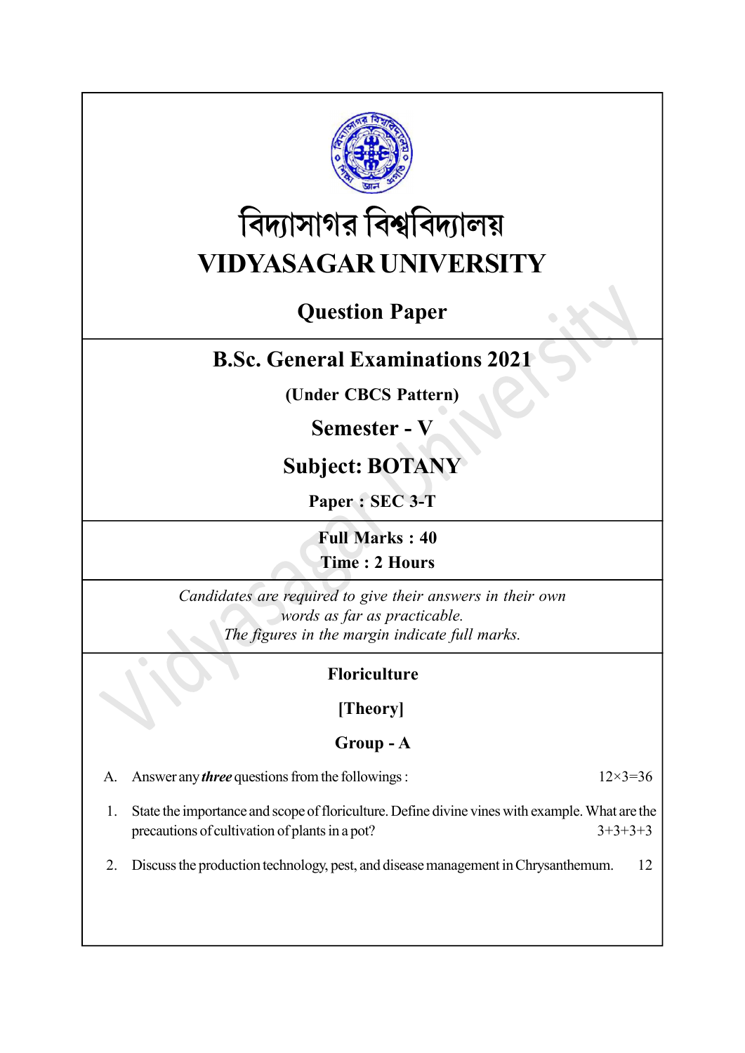# বিদ্যাসাগর বিশ্ববিদ্যালয়

# VIDYASAGAR UNIVERSITY

## Question Paper

## B.Sc. General Examinations 2021

**(Under CBCS Pattern)**

## Semester - V

## Subject: BOTANY

**Paper : SEC 3-T**

**Full Marks : 40**

**Time : 2 Hours**

*Candidates are required to give their answers in their own words as far as practicable.*
*The figures in the margin indicate full marks.*

### Floriculture

**[Theory]**

### Group - A

A. Answer any ***three*** questions from the followings : 12×3=36

1. State the importance and scope of floriculture. Define divine vines with example. What are the precautions of cultivation of plants in a pot? 3+3+3+3

2. Discuss the production technology, pest, and disease management in Chrysanthemum. 12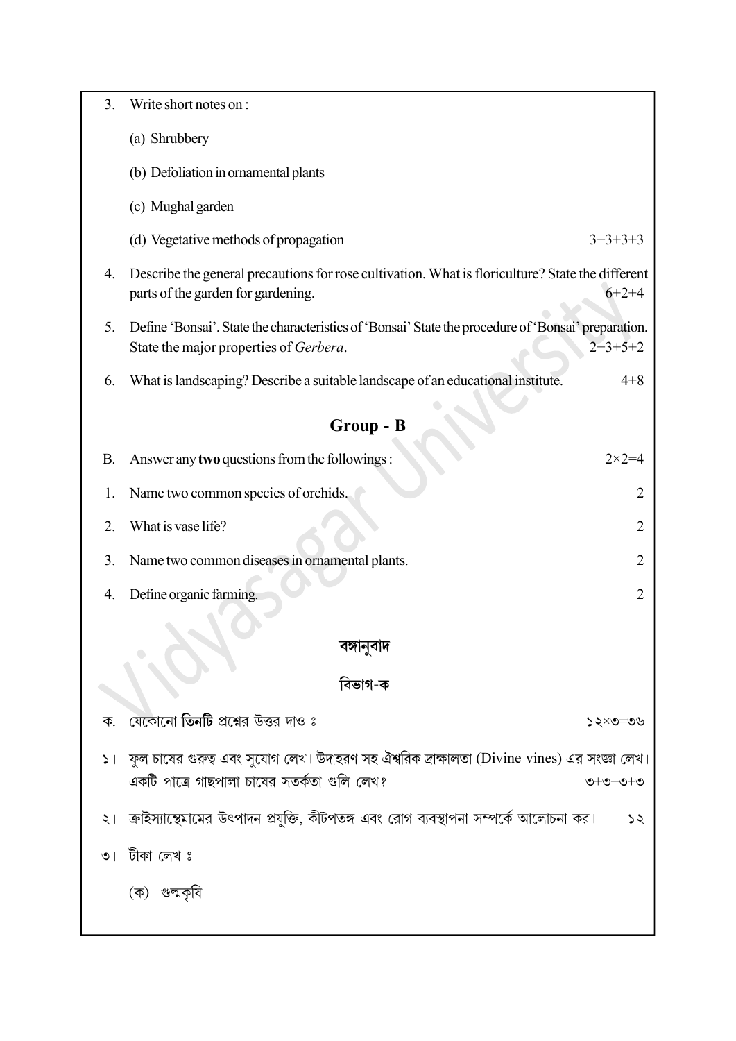3. Write short notes on :

   (a) Shrubbery

   (b) Defoliation in ornamental plants

   (c) Mughal garden

   (d) Vegetative methods of propagation 3+3+3+3

4. Describe the general precautions for rose cultivation. What is floriculture? State the different parts of the garden for gardening. 6+2+4

5. Define 'Bonsai'. State the characteristics of 'Bonsai' State the procedure of 'Bonsai' preparation. State the major properties of *Gerbera*. 2+3+5+2

6. What is landscaping? Describe a suitable landscape of an educational institute. 4+8

## Group - B

B. Answer any **two** questions from the followings : 2×2=4

1. Name two common species of orchids. 2

2. What is vase life? 2

3. Name two common diseases in ornamental plants. 2

4. Define organic farming. 2

## বঙ্গানুবাদ

### বিভাগ-ক

ক. যেকোনো **তিনটি** প্রশ্নের উত্তর দাও ঃ ১২×৩=৩৬

১। ফুল চাষের গুরুত্ব এবং সুযোগ লেখ। উদাহরণ সহ ঐশ্বরিক দ্রাক্ষালতা (Divine vines) এর সংজ্ঞা লেখ। একটি পাত্রে গাছপালা চাষের সতর্কতা গুলি লেখ? ৩+৩+৩+৩

২। ক্রাইস্যান্থেমামের উৎপাদন প্রযুক্তি, কীটপতঙ্গ এবং রোগ ব্যবস্থাপনা সম্পর্কে আলোচনা কর। ১২

৩। টীকা লেখ ঃ

   (ক) গুল্মকৃষি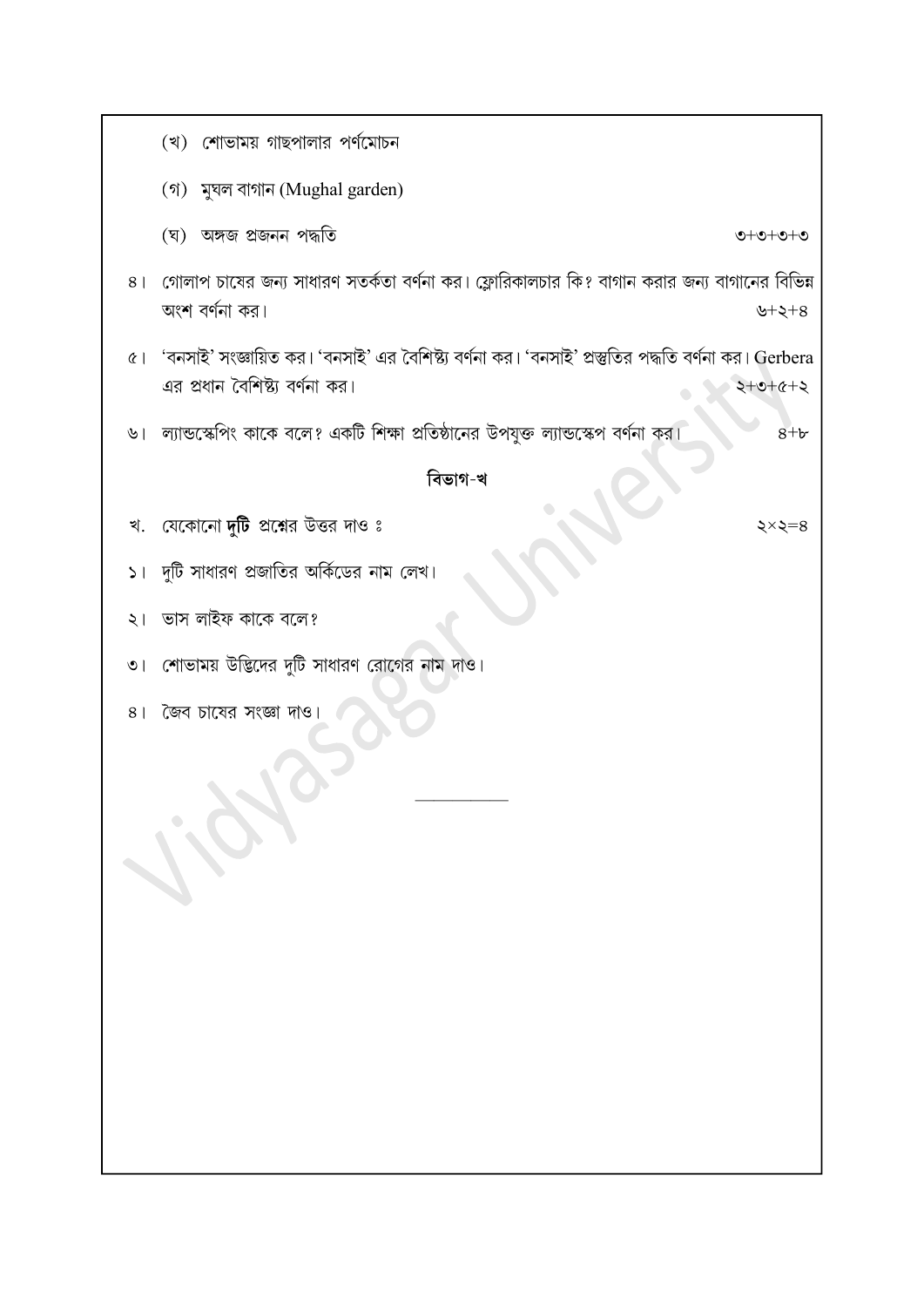(খ) শোভাময় গাছপালার পর্ণমোচন

(গ) মুঘল বাগান (Mughal garden)

(ঘ) অঙ্গজ প্রজনন পদ্ধতি — ৩+৩+৩+৩

৪। গোলাপ চাষের জন্য সাধারণ সতর্কতা বর্ণনা কর। ফ্লোরিকালচার কি? বাগান করার জন্য বাগানের বিভিন্ন অংশ বর্ণনা কর। — ৬+২+৪

৫। 'বনসাই' সংজ্ঞায়িত কর। 'বনসাই' এর বৈশিষ্ট্য বর্ণনা কর। 'বনসাই' প্রস্তুতির পদ্ধতি বর্ণনা কর। Gerbera এর প্রধান বৈশিষ্ট্য বর্ণনা কর। — ২+৩+৫+২

৬। ল্যান্ডস্কেপিং কাকে বলে? একটি শিক্ষা প্রতিষ্ঠানের উপযুক্ত ল্যান্ডস্কেপ বর্ণনা কর। — ৪+৮

## বিভাগ-খ

খ. যেকোনো **দুটি** প্রশ্নের উত্তর দাও ঃ — ২×২=৪

১। দুটি সাধারণ প্রজাতির অর্কিডের নাম লেখ।

২। ভাস লাইফ কাকে বলে?

৩। শোভাময় উদ্ভিদের দুটি সাধারণ রোগের নাম দাও।

৪। জৈব চাষের সংজ্ঞা দাও।

---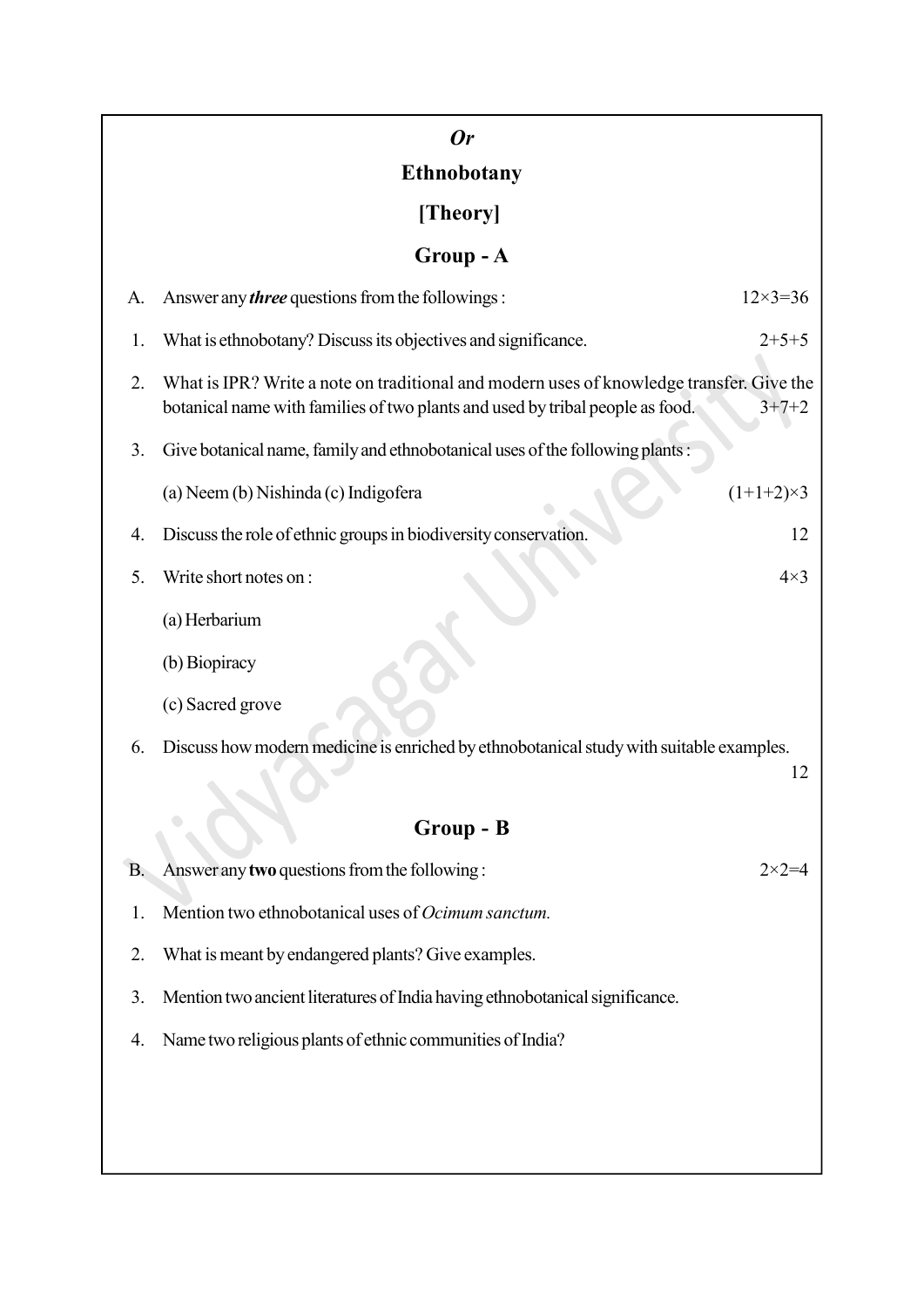*Or*

# Ethnobotany

## [Theory]

## Group - A

A. Answer any ***three*** questions from the followings : 12×3=36

1. What is ethnobotany? Discuss its objectives and significance. 2+5+5

2. What is IPR? Write a note on traditional and modern uses of knowledge transfer. Give the botanical name with families of two plants and used by tribal people as food. 3+7+2

3. Give botanical name, family and ethnobotanical uses of the following plants :

   (a) Neem (b) Nishinda (c) Indigofera (1+1+2)×3

4. Discuss the role of ethnic groups in biodiversity conservation. 12

5. Write short notes on : 4×3

   (a) Herbarium

   (b) Biopiracy

   (c) Sacred grove

6. Discuss how modern medicine is enriched by ethnobotanical study with suitable examples. 12

## Group - B

B. Answer any **two** questions from the following : 2×2=4

1. Mention two ethnobotanical uses of *Ocimum sanctum.*

2. What is meant by endangered plants? Give examples.

3. Mention two ancient literatures of India having ethnobotanical significance.

4. Name two religious plants of ethnic communities of India?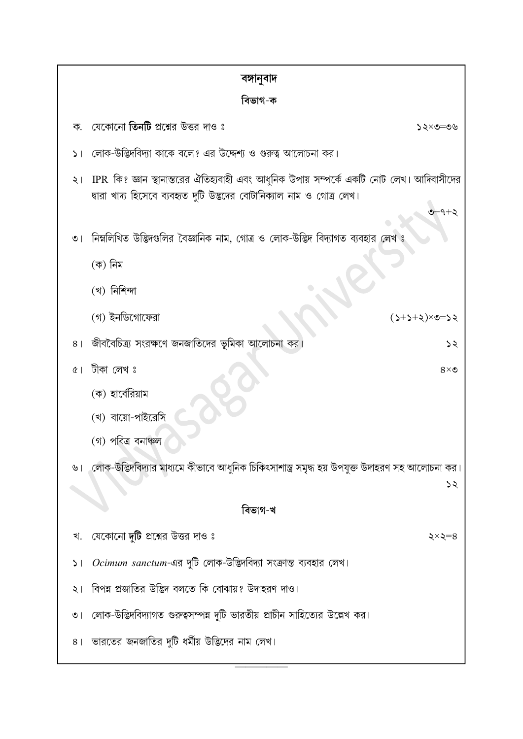## বঙ্গানুবাদ

### বিভাগ-ক

ক. যেকোনো **তিনটি** প্রশ্নের উত্তর দাও ঃ ১২×৩=৩৬

১। লোক-উদ্ভিদবিদ্যা কাকে বলে? এর উদ্দেশ্য ও গুরুত্ব আলোচনা কর।

২। IPR কি? জ্ঞান স্থানান্তরের ঐতিহ্যবাহী এবং আধুনিক উপায় সম্পর্কে একটি নোট লেখ। আদিবাসীদের দ্বারা খাদ্য হিসেবে ব্যবহৃত দুটি উদ্ভিদের বোটানিক্যাল নাম ও গোত্র লেখ। ৩+৭+২

৩। নিম্নলিখিত উদ্ভিদগুলির বৈজ্ঞানিক নাম, গোত্র ও লোক-উদ্ভিদ বিদ্যাগত ব্যবহার লেখ ঃ

(ক) নিম

(খ) নিশিন্দা

(গ) ইনডিগোফেরা (১+১+২)×৩=১২

৪। জীববৈচিত্র্য সংরক্ষণে জনজাতিদের ভূমিকা আলোচনা কর। ১২

৫। টীকা লেখ ঃ ৪×৩

(ক) হার্বেরিয়াম

(খ) বায়ো-পাইরেসি

(গ) পবিত্র বনাঞ্চল

৬। লোক-উদ্ভিদবিদ্যার মাধ্যমে কীভাবে আধুনিক চিকিৎসাশাস্ত্র সমৃদ্ধ হয় উপযুক্ত উদাহরণ সহ আলোচনা কর। ১২

### বিভাগ-খ

খ. যেকোনো **দুটি** প্রশ্নের উত্তর দাও ঃ ২×২=৪

১। *Ocimum sanctum*-এর দুটি লোক-উদ্ভিদবিদ্যা সংক্রান্ত ব্যবহার লেখ।

২। বিপন্ন প্রজাতির উদ্ভিদ বলতে কি বোঝায়? উদাহরণ দাও।

৩। লোক-উদ্ভিদবিদ্যাগত গুরুত্বসম্পন্ন দুটি ভারতীয় প্রাচীন সাহিত্যের উল্লেখ কর।

৪। ভারতের জনজাতির দুটি ধর্মীয় উদ্ভিদের নাম লেখ।